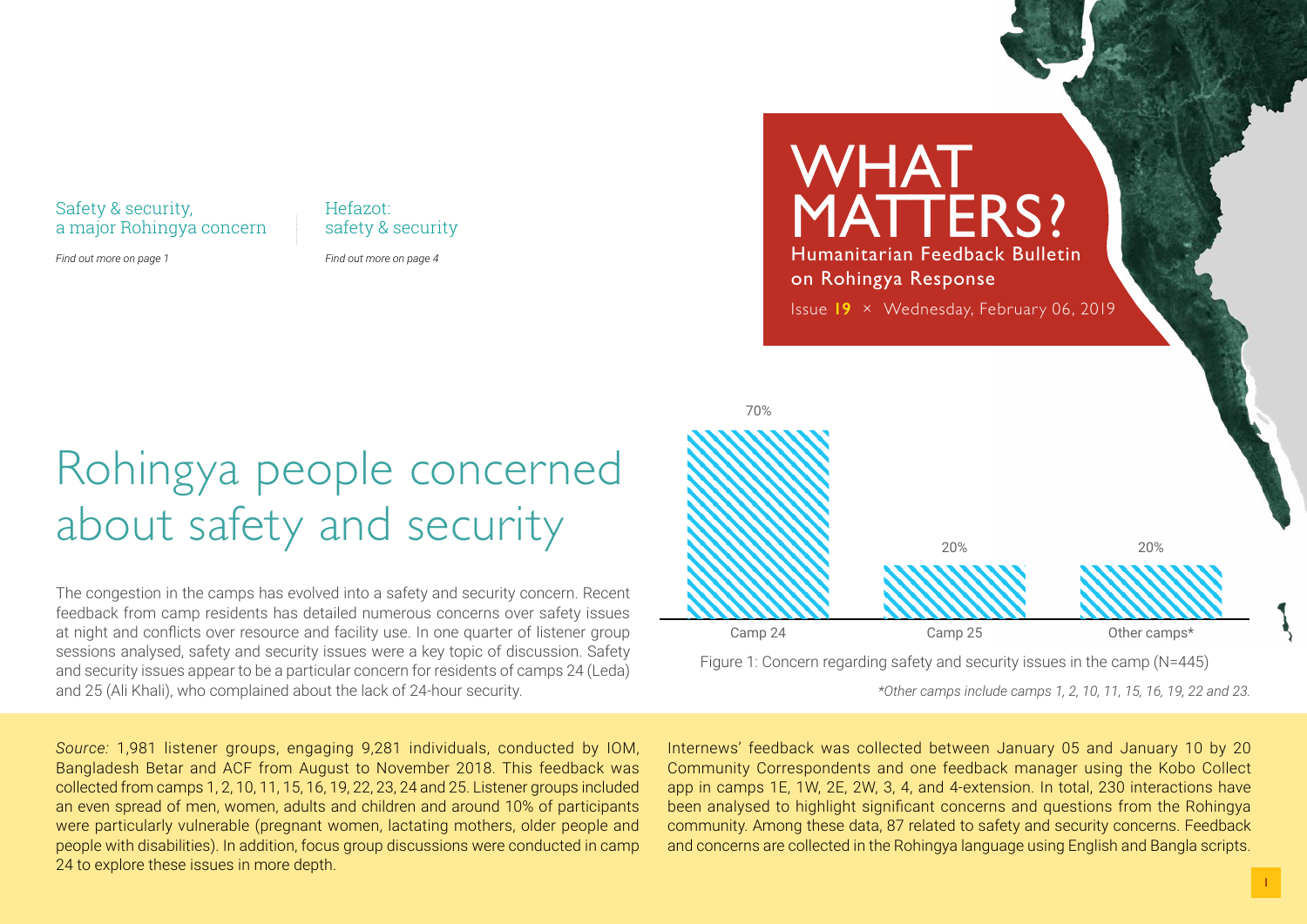# WHAT MATTERS?

Humanitarian Feedback Bulletin on Rohingya Response

Issue **19** × Wednesday, February 06, 2019

Safety & security, a major Rohingya concern

*Find out more on page 1*

Hefazot: safety & security

*Find out more on page 4*

## Rohingya people concerned about safety and security

The congestion in the camps has evolved into a safety and security concern. Recent feedback from camp residents has detailed numerous concerns over safety issues at night and conflicts over resource and facility use. In one quarter of listener group sessions analysed, safety and security issues were a key topic of discussion. Safety and security issues appear to be a particular concern for residents of camps 24 (Leda) and 25 (Ali Khali), who complained about the lack of 24-hour security.

| Camp | Concern |
| --- | --- |
| Camp 24 | 70% |
| Camp 25 | 20% |
| Other camps* | 20% |

Figure 1: Concern regarding safety and security issues in the camp (N=445)

*\*Other camps include camps 1, 2, 10, 11, 15, 16, 19, 22 and 23.*

*Source:* 1,981 listener groups, engaging 9,281 individuals, conducted by IOM, Bangladesh Betar and ACF from August to November 2018. This feedback was collected from camps 1, 2, 10, 11, 15, 16, 19, 22, 23, 24 and 25. Listener groups included an even spread of men, women, adults and children and around 10% of participants were particularly vulnerable (pregnant women, lactating mothers, older people and people with disabilities). In addition, focus group discussions were conducted in camp 24 to explore these issues in more depth.

Internews' feedback was collected between January 05 and January 10 by 20 Community Correspondents and one feedback manager using the Kobo Collect app in camps 1E, 1W, 2E, 2W, 3, 4, and 4-extension. In total, 230 interactions have been analysed to highlight significant concerns and questions from the Rohingya community. Among these data, 87 related to safety and security concerns. Feedback and concerns are collected in the Rohingya language using English and Bangla scripts.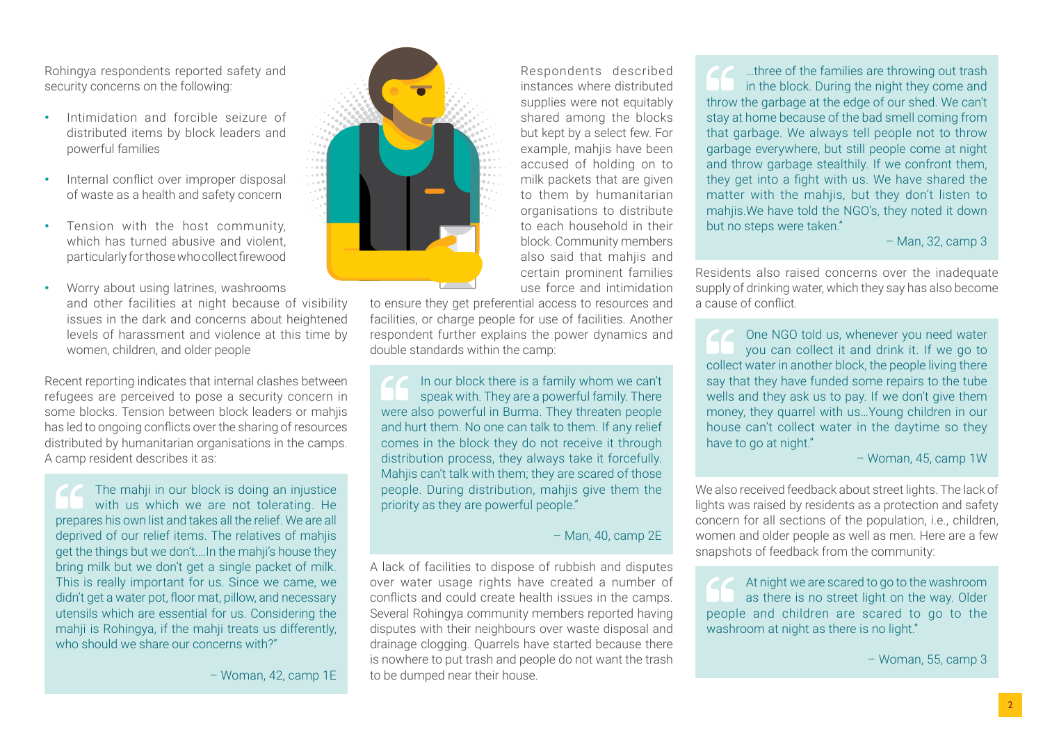Rohingya respondents reported safety and security concerns on the following:

- Intimidation and forcible seizure of distributed items by block leaders and powerful families
- Internal conflict over improper disposal of waste as a health and safety concern
- Tension with the host community, which has turned abusive and violent, particularly for those who collect firewood
- Worry about using latrines, washrooms and other facilities at night because of visibility issues in the dark and concerns about heightened levels of harassment and violence at this time by women, children, and older people

Recent reporting indicates that internal clashes between refugees are perceived to pose a security concern in some blocks. Tension between block leaders or mahjis has led to ongoing conflicts over the sharing of resources distributed by humanitarian organisations in the camps. A camp resident describes it as:

> The mahji in our block is doing an injustice with us which we are not tolerating. He prepares his own list and takes all the relief. We are all deprived of our relief items. The relatives of mahjis get the things but we don't….In the mahji's house they bring milk but we don't get a single packet of milk. This is really important for us. Since we came, we didn't get a water pot, floor mat, pillow, and necessary utensils which are essential for us. Considering the mahji is Rohingya, if the mahji treats us differently, who should we share our concerns with?"
>
> – Woman, 42, camp 1E

Respondents described instances where distributed supplies were not equitably shared among the blocks but kept by a select few. For example, mahjis have been accused of holding on to milk packets that are given to them by humanitarian organisations to distribute to each household in their block. Community members also said that mahjis and certain prominent families use force and intimidation to ensure they get preferential access to resources and facilities, or charge people for use of facilities. Another respondent further explains the power dynamics and double standards within the camp:

> In our block there is a family whom we can't speak with. They are a powerful family. There were also powerful in Burma. They threaten people and hurt them. No one can talk to them. If any relief comes in the block they do not receive it through distribution process, they always take it forcefully. Mahjis can't talk with them; they are scared of those people. During distribution, mahjis give them the priority as they are powerful people."
>
> – Man, 40, camp 2E

A lack of facilities to dispose of rubbish and disputes over water usage rights have created a number of conflicts and could create health issues in the camps. Several Rohingya community members reported having disputes with their neighbours over waste disposal and drainage clogging. Quarrels have started because there is nowhere to put trash and people do not want the trash to be dumped near their house.

> …three of the families are throwing out trash in the block. During the night they come and throw the garbage at the edge of our shed. We can't stay at home because of the bad smell coming from that garbage. We always tell people not to throw garbage everywhere, but still people come at night and throw garbage stealthily. If we confront them, they get into a fight with us. We have shared the matter with the mahjis, but they don't listen to mahjis.We have told the NGO's, they noted it down but no steps were taken."
>
> – Man, 32, camp 3

Residents also raised concerns over the inadequate supply of drinking water, which they say has also become a cause of conflict.

> One NGO told us, whenever you need water you can collect it and drink it. If we go to collect water in another block, the people living there say that they have funded some repairs to the tube wells and they ask us to pay. If we don't give them money, they quarrel with us…Young children in our house can't collect water in the daytime so they have to go at night."
>
> – Woman, 45, camp 1W

We also received feedback about street lights. The lack of lights was raised by residents as a protection and safety concern for all sections of the population, i.e., children, women and older people as well as men. Here are a few snapshots of feedback from the community:

> At night we are scared to go to the washroom as there is no street light on the way. Older people and children are scared to go to the washroom at night as there is no light."
>
> – Woman, 55, camp 3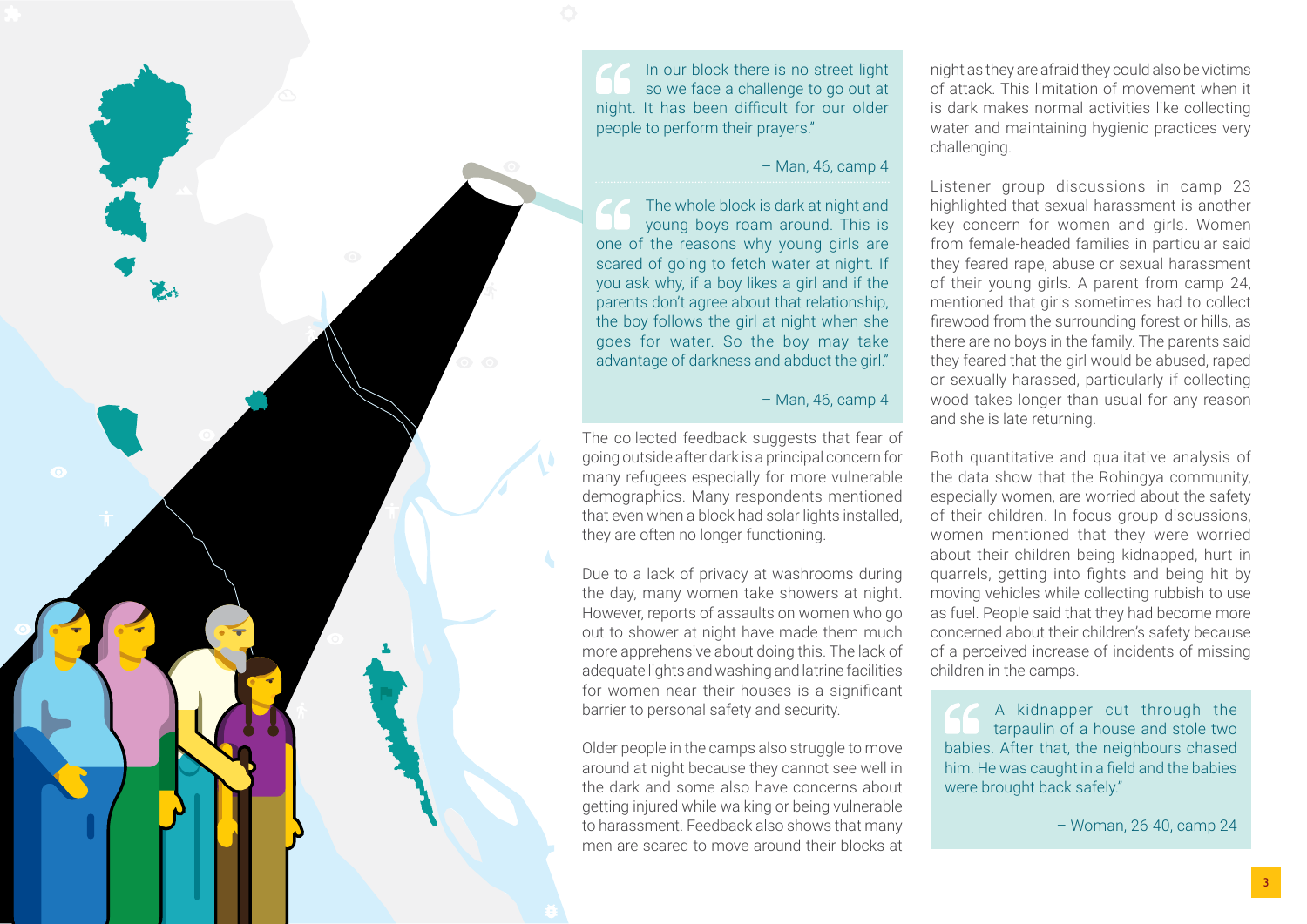> In our block there is no street light so we face a challenge to go out at night. It has been difficult for our older people to perform their prayers."
>
> – Man, 46, camp 4

> The whole block is dark at night and young boys roam around. This is one of the reasons why young girls are scared of going to fetch water at night. If you ask why, if a boy likes a girl and if the parents don't agree about that relationship, the boy follows the girl at night when she goes for water. So the boy may take advantage of darkness and abduct the girl."
>
> – Man, 46, camp 4

The collected feedback suggests that fear of going outside after dark is a principal concern for many refugees especially for more vulnerable demographics. Many respondents mentioned that even when a block had solar lights installed, they are often no longer functioning.

Due to a lack of privacy at washrooms during the day, many women take showers at night. However, reports of assaults on women who go out to shower at night have made them much more apprehensive about doing this. The lack of adequate lights and washing and latrine facilities for women near their houses is a significant barrier to personal safety and security.

Older people in the camps also struggle to move around at night because they cannot see well in the dark and some also have concerns about getting injured while walking or being vulnerable to harassment. Feedback also shows that many men are scared to move around their blocks at night as they are afraid they could also be victims of attack. This limitation of movement when it is dark makes normal activities like collecting water and maintaining hygienic practices very challenging.

Listener group discussions in camp 23 highlighted that sexual harassment is another key concern for women and girls. Women from female-headed families in particular said they feared rape, abuse or sexual harassment of their young girls. A parent from camp 24, mentioned that girls sometimes had to collect firewood from the surrounding forest or hills, as there are no boys in the family. The parents said they feared that the girl would be abused, raped or sexually harassed, particularly if collecting wood takes longer than usual for any reason and she is late returning.

Both quantitative and qualitative analysis of the data show that the Rohingya community, especially women, are worried about the safety of their children. In focus group discussions, women mentioned that they were worried about their children being kidnapped, hurt in quarrels, getting into fights and being hit by moving vehicles while collecting rubbish to use as fuel. People said that they had become more concerned about their children's safety because of a perceived increase of incidents of missing children in the camps.

> A kidnapper cut through the tarpaulin of a house and stole two babies. After that, the neighbours chased him. He was caught in a field and the babies were brought back safely."
>
> – Woman, 26-40, camp 24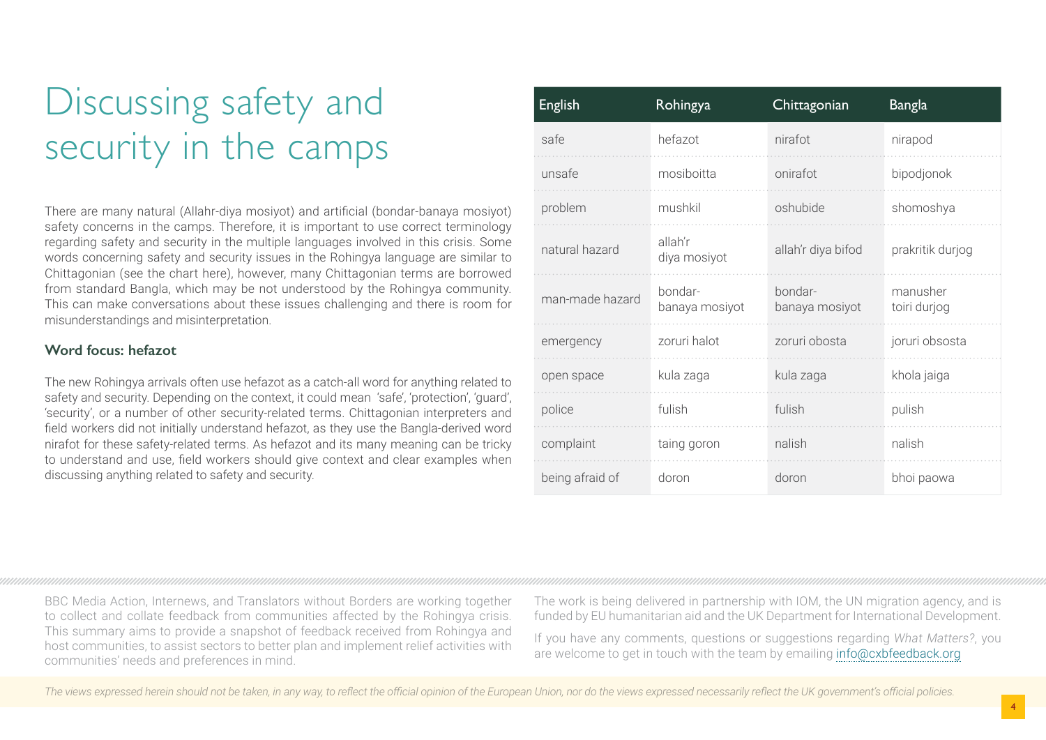# Discussing safety and security in the camps

There are many natural (Allahr-diya mosiyot) and artificial (bondar-banaya mosiyot) safety concerns in the camps. Therefore, it is important to use correct terminology regarding safety and security in the multiple languages involved in this crisis. Some words concerning safety and security issues in the Rohingya language are similar to Chittagonian (see the chart here), however, many Chittagonian terms are borrowed from standard Bangla, which may be not understood by the Rohingya community. This can make conversations about these issues challenging and there is room for misunderstandings and misinterpretation.

### Word focus: hefazot

The new Rohingya arrivals often use hefazot as a catch-all word for anything related to safety and security. Depending on the context, it could mean 'safe', 'protection', 'guard', 'security', or a number of other security-related terms. Chittagonian interpreters and field workers did not initially understand hefazot, as they use the Bangla-derived word nirafot for these safety-related terms. As hefazot and its many meaning can be tricky to understand and use, field workers should give context and clear examples when discussing anything related to safety and security.

| English | Rohingya | Chittagonian | Bangla |
|---|---|---|---|
| safe | hefazot | nirafot | nirapod |
| unsafe | mosiboitta | onirafot | bipodjonok |
| problem | mushkil | oshubide | shomoshya |
| natural hazard | allah'r diya mosiyot | allah'r diya bifod | prakritik durjog |
| man-made hazard | bondar-banaya mosiyot | bondar-banaya mosiyot | manusher toiri durjog |
| emergency | zoruri halot | zoruri obosta | joruri obsosta |
| open space | kula zaga | kula zaga | khola jaiga |
| police | fulish | fulish | pulish |
| complaint | taing goron | nalish | nalish |
| being afraid of | doron | doron | bhoi paowa |

BBC Media Action, Internews, and Translators without Borders are working together to collect and collate feedback from communities affected by the Rohingya crisis. This summary aims to provide a snapshot of feedback received from Rohingya and host communities, to assist sectors to better plan and implement relief activities with communities' needs and preferences in mind.

The work is being delivered in partnership with IOM, the UN migration agency, and is funded by EU humanitarian aid and the UK Department for International Development.

If you have any comments, questions or suggestions regarding *What Matters?*, you are welcome to get in touch with the team by emailing info@cxbfeedback.org

*The views expressed herein should not be taken, in any way, to reflect the official opinion of the European Union, nor do the views expressed necessarily reflect the UK government's official policies.*